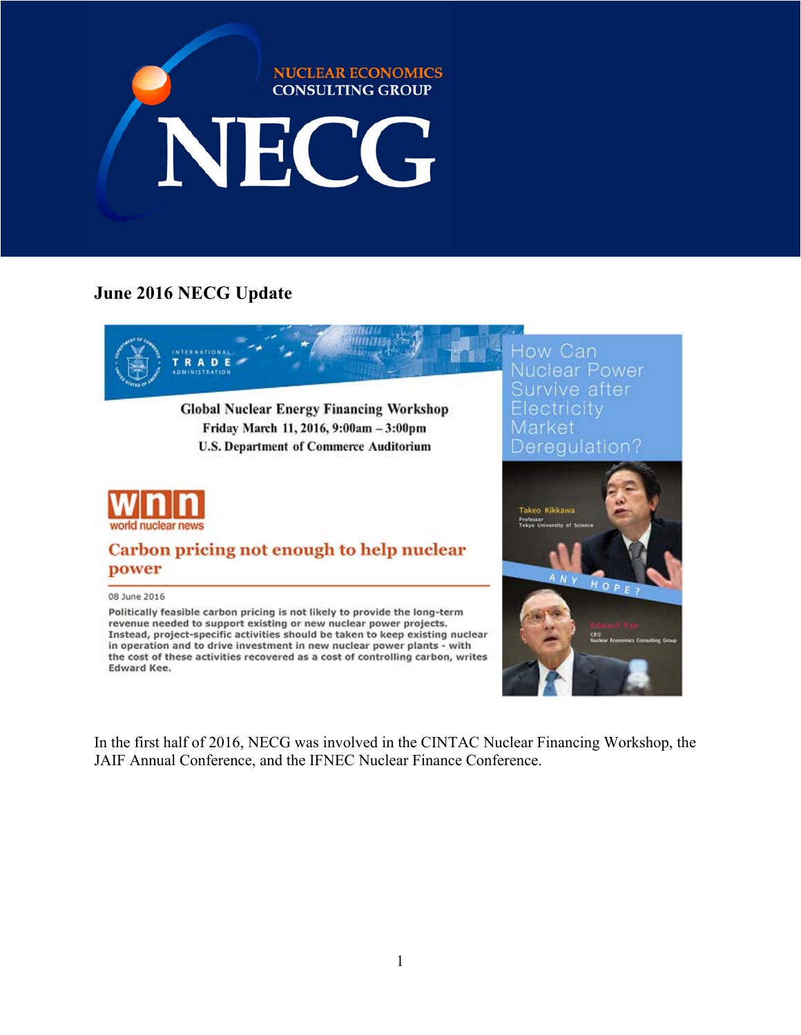NUCLEAR ECONOMICS CONSULTING GROUP

# NECG

## June 2016 NECG Update

INTERNATIONAL TRADE ADMINISTRATION

**Global Nuclear Energy Financing Workshop**
**Friday March 11, 2016, 9:00am – 3:00pm**
**U.S. Department of Commerce Auditorium**

wnn world nuclear news

**Carbon pricing not enough to help nuclear power**

08 June 2016

Politically feasible carbon pricing is not likely to provide the long-term revenue needed to support existing or new nuclear power projects. Instead, project-specific activities should be taken to keep existing nuclear in operation and to drive investment in new nuclear power plants - with the cost of these activities recovered as a cost of controlling carbon, writes Edward Kee.

How Can Nuclear Power Survive after Electricity Market Deregulation?

Takeo Kikkawa
Professor
Tokyo University of Science

ANY HOPE?

Edward Kee
CEO
Nuclear Economics Consulting Group

In the first half of 2016, NECG was involved in the CINTAC Nuclear Financing Workshop, the JAIF Annual Conference, and the IFNEC Nuclear Finance Conference.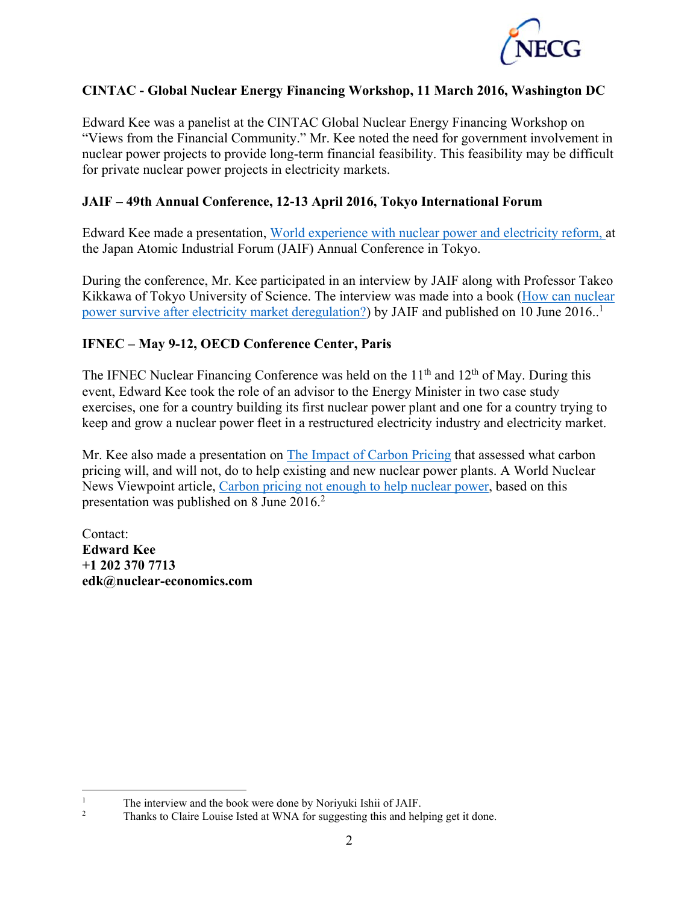**CINTAC - Global Nuclear Energy Financing Workshop, 11 March 2016, Washington DC**

Edward Kee was a panelist at the CINTAC Global Nuclear Energy Financing Workshop on "Views from the Financial Community." Mr. Kee noted the need for government involvement in nuclear power projects to provide long-term financial feasibility. This feasibility may be difficult for private nuclear power projects in electricity markets.

**JAIF – 49th Annual Conference, 12-13 April 2016, Tokyo International Forum**

Edward Kee made a presentation, World experience with nuclear power and electricity reform, at the Japan Atomic Industrial Forum (JAIF) Annual Conference in Tokyo.

During the conference, Mr. Kee participated in an interview by JAIF along with Professor Takeo Kikkawa of Tokyo University of Science. The interview was made into a book (How can nuclear power survive after electricity market deregulation?) by JAIF and published on 10 June 2016..[1]

**IFNEC – May 9-12, OECD Conference Center, Paris**

The IFNEC Nuclear Financing Conference was held on the 11th and 12th of May. During this event, Edward Kee took the role of an advisor to the Energy Minister in two case study exercises, one for a country building its first nuclear power plant and one for a country trying to keep and grow a nuclear power fleet in a restructured electricity industry and electricity market.

Mr. Kee also made a presentation on The Impact of Carbon Pricing that assessed what carbon pricing will, and will not, do to help existing and new nuclear power plants. A World Nuclear News Viewpoint article, Carbon pricing not enough to help nuclear power, based on this presentation was published on 8 June 2016.[2]

Contact:
**Edward Kee**
**+1 202 370 7713**
**edk@nuclear-economics.com**

---

[1] The interview and the book were done by Noriyuki Ishii of JAIF.

[2] Thanks to Claire Louise Isted at WNA for suggesting this and helping get it done.